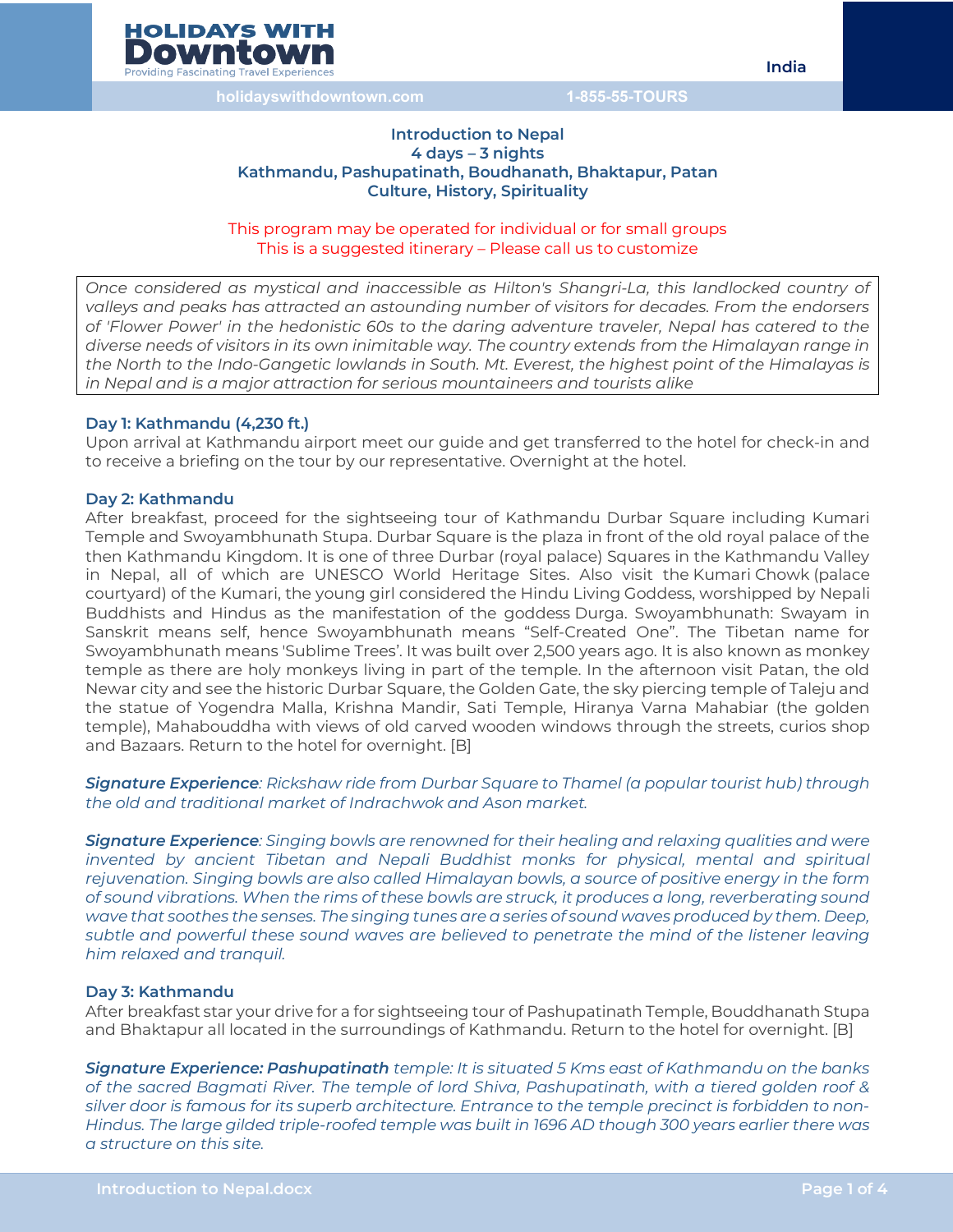**HOLIDAYS WITH Downtown**
Providing Fascinating Travel Experiences

holidayswithdowntown.com 1-855-55-TOURS

India

# Introduction to Nepal
## 4 days – 3 nights
## Kathmandu, Pashupatinath, Boudhanath, Bhaktapur, Patan
## Culture, History, Spirituality

This program may be operated for individual or for small groups
This is a suggested itinerary – Please call us to customize

*Once considered as mystical and inaccessible as Hilton's Shangri-La, this landlocked country of valleys and peaks has attracted an astounding number of visitors for decades. From the endorsers of 'Flower Power' in the hedonistic 60s to the daring adventure traveler, Nepal has catered to the diverse needs of visitors in its own inimitable way. The country extends from the Himalayan range in the North to the Indo-Gangetic lowlands in South. Mt. Everest, the highest point of the Himalayas is in Nepal and is a major attraction for serious mountaineers and tourists alike*

### Day 1: Kathmandu (4,230 ft.)
Upon arrival at Kathmandu airport meet our guide and get transferred to the hotel for check-in and to receive a briefing on the tour by our representative. Overnight at the hotel.

### Day 2: Kathmandu
After breakfast, proceed for the sightseeing tour of Kathmandu Durbar Square including Kumari Temple and Swoyambhunath Stupa. Durbar Square is the plaza in front of the old royal palace of the then Kathmandu Kingdom. It is one of three Durbar (royal palace) Squares in the Kathmandu Valley in Nepal, all of which are UNESCO World Heritage Sites. Also visit the Kumari Chowk (palace courtyard) of the Kumari, the young girl considered the Hindu Living Goddess, worshipped by Nepali Buddhists and Hindus as the manifestation of the goddess Durga. Swoyambhunath: Swayam in Sanskrit means self, hence Swoyambhunath means "Self-Created One". The Tibetan name for Swoyambhunath means 'Sublime Trees'. It was built over 2,500 years ago. It is also known as monkey temple as there are holy monkeys living in part of the temple. In the afternoon visit Patan, the old Newar city and see the historic Durbar Square, the Golden Gate, the sky piercing temple of Taleju and the statue of Yogendra Malla, Krishna Mandir, Sati Temple, Hiranya Varna Mahabiar (the golden temple), Mahabouddha with views of old carved wooden windows through the streets, curios shop and Bazaars. Return to the hotel for overnight. [B]

***Signature Experience****: Rickshaw ride from Durbar Square to Thamel (a popular tourist hub) through the old and traditional market of Indrachwok and Ason market.*

***Signature Experience****: Singing bowls are renowned for their healing and relaxing qualities and were invented by ancient Tibetan and Nepali Buddhist monks for physical, mental and spiritual rejuvenation. Singing bowls are also called Himalayan bowls, a source of positive energy in the form of sound vibrations. When the rims of these bowls are struck, it produces a long, reverberating sound wave that soothes the senses. The singing tunes are a series of sound waves produced by them. Deep, subtle and powerful these sound waves are believed to penetrate the mind of the listener leaving him relaxed and tranquil.*

### Day 3: Kathmandu
After breakfast star your drive for a for sightseeing tour of Pashupatinath Temple, Bouddhanath Stupa and Bhaktapur all located in the surroundings of Kathmandu. Return to the hotel for overnight. [B]

***Signature Experience: Pashupatinath*** *temple: It is situated 5 Kms east of Kathmandu on the banks of the sacred Bagmati River. The temple of lord Shiva, Pashupatinath, with a tiered golden roof & silver door is famous for its superb architecture. Entrance to the temple precinct is forbidden to non-Hindus. The large gilded triple-roofed temple was built in 1696 AD though 300 years earlier there was a structure on this site.*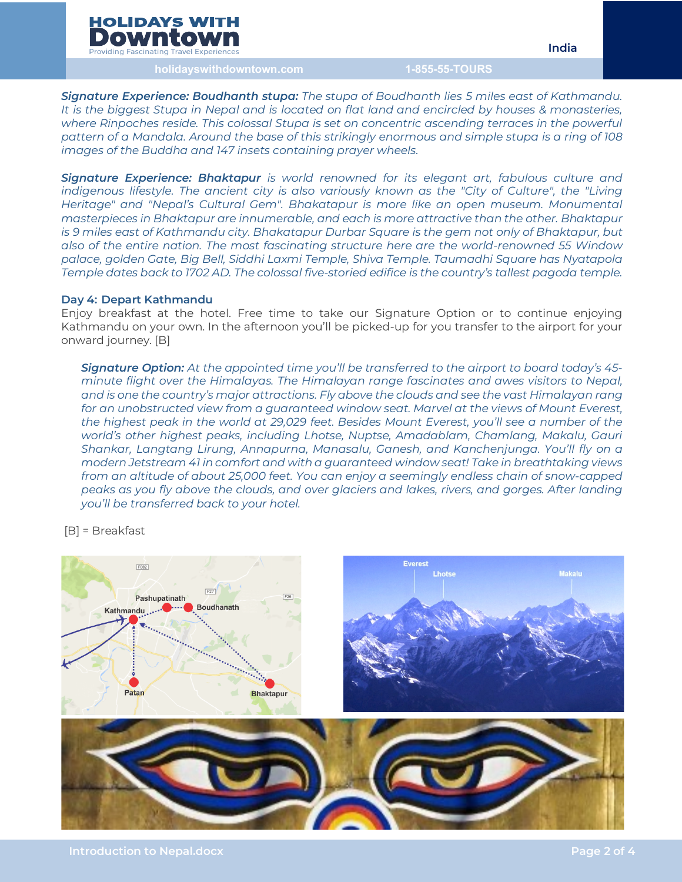***Signature Experience: Boudhanth stupa:*** *The stupa of Boudhanth lies 5 miles east of Kathmandu. It is the biggest Stupa in Nepal and is located on flat land and encircled by houses & monasteries, where Rinpoches reside. This colossal Stupa is set on concentric ascending terraces in the powerful pattern of a Mandala. Around the base of this strikingly enormous and simple stupa is a ring of 108 images of the Buddha and 147 insets containing prayer wheels.*

***Signature Experience: Bhaktapur*** *is world renowned for its elegant art, fabulous culture and indigenous lifestyle. The ancient city is also variously known as the "City of Culture", the "Living Heritage" and "Nepal's Cultural Gem". Bhakatapur is more like an open museum. Monumental masterpieces in Bhaktapur are innumerable, and each is more attractive than the other. Bhaktapur is 9 miles east of Kathmandu city. Bhakatapur Durbar Square is the gem not only of Bhaktapur, but also of the entire nation. The most fascinating structure here are the world-renowned 55 Window palace, golden Gate, Big Bell, Siddhi Laxmi Temple, Shiva Temple. Taumadhi Square has Nyatapola Temple dates back to 1702 AD. The colossal five-storied edifice is the country's tallest pagoda temple.*

### Day 4: Depart Kathmandu

Enjoy breakfast at the hotel. Free time to take our Signature Option or to continue enjoying Kathmandu on your own. In the afternoon you'll be picked-up for you transfer to the airport for your onward journey. [B]

> ***Signature Option:*** *At the appointed time you'll be transferred to the airport to board today's 45-minute flight over the Himalayas. The Himalayan range fascinates and awes visitors to Nepal, and is one the country's major attractions. Fly above the clouds and see the vast Himalayan rang for an unobstructed view from a guaranteed window seat. Marvel at the views of Mount Everest, the highest peak in the world at 29,029 feet. Besides Mount Everest, you'll see a number of the world's other highest peaks, including Lhotse, Nuptse, Amadablam, Chamlang, Makalu, Gauri Shankar, Langtang Lirung, Annapurna, Manasalu, Ganesh, and Kanchenjunga. You'll fly on a modern Jetstream 41 in comfort and with a guaranteed window seat! Take in breathtaking views from an altitude of about 25,000 feet. You can enjoy a seemingly endless chain of snow-capped peaks as you fly above the clouds, and over glaciers and lakes, rivers, and gorges. After landing you'll be transferred back to your hotel.*

[B] = Breakfast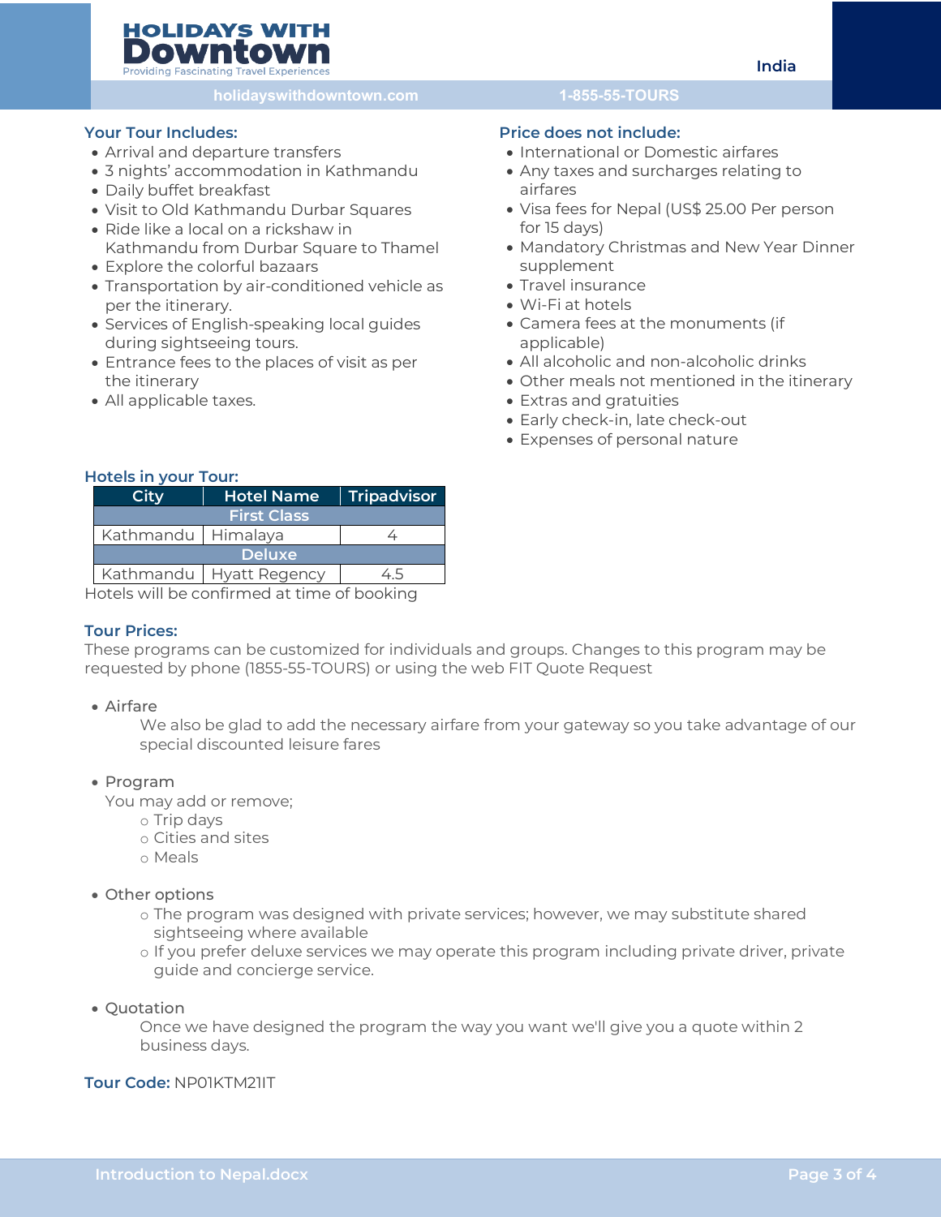## Your Tour Includes:

- Arrival and departure transfers
- 3 nights' accommodation in Kathmandu
- Daily buffet breakfast
- Visit to Old Kathmandu Durbar Squares
- Ride like a local on a rickshaw in Kathmandu from Durbar Square to Thamel
- Explore the colorful bazaars
- Transportation by air-conditioned vehicle as per the itinerary.
- Services of English-speaking local guides during sightseeing tours.
- Entrance fees to the places of visit as per the itinerary
- All applicable taxes.

## Price does not include:

- International or Domestic airfares
- Any taxes and surcharges relating to airfares
- Visa fees for Nepal (US$ 25.00 Per person for 15 days)
- Mandatory Christmas and New Year Dinner supplement
- Travel insurance
- Wi-Fi at hotels
- Camera fees at the monuments (if applicable)
- All alcoholic and non-alcoholic drinks
- Other meals not mentioned in the itinerary
- Extras and gratuities
- Early check-in, late check-out
- Expenses of personal nature

## Hotels in your Tour:

| City | Hotel Name | Tripadvisor |
|---|---|---|
| First Class | | |
| Kathmandu | Himalaya | 4 |
| Deluxe | | |
| Kathmandu | Hyatt Regency | 4.5 |

Hotels will be confirmed at time of booking

## Tour Prices:

These programs can be customized for individuals and groups. Changes to this program may be requested by phone (1855-55-TOURS) or using the web FIT Quote Request

- Airfare

  We also be glad to add the necessary airfare from your gateway so you take advantage of our special discounted leisure fares

- Program

  You may add or remove;
  - Trip days
  - Cities and sites
  - Meals

- Other options
  - The program was designed with private services; however, we may substitute shared sightseeing where available
  - If you prefer deluxe services we may operate this program including private driver, private guide and concierge service.

- Quotation

  Once we have designed the program the way you want we'll give you a quote within 2 business days.

**Tour Code:** NP01KTM21IT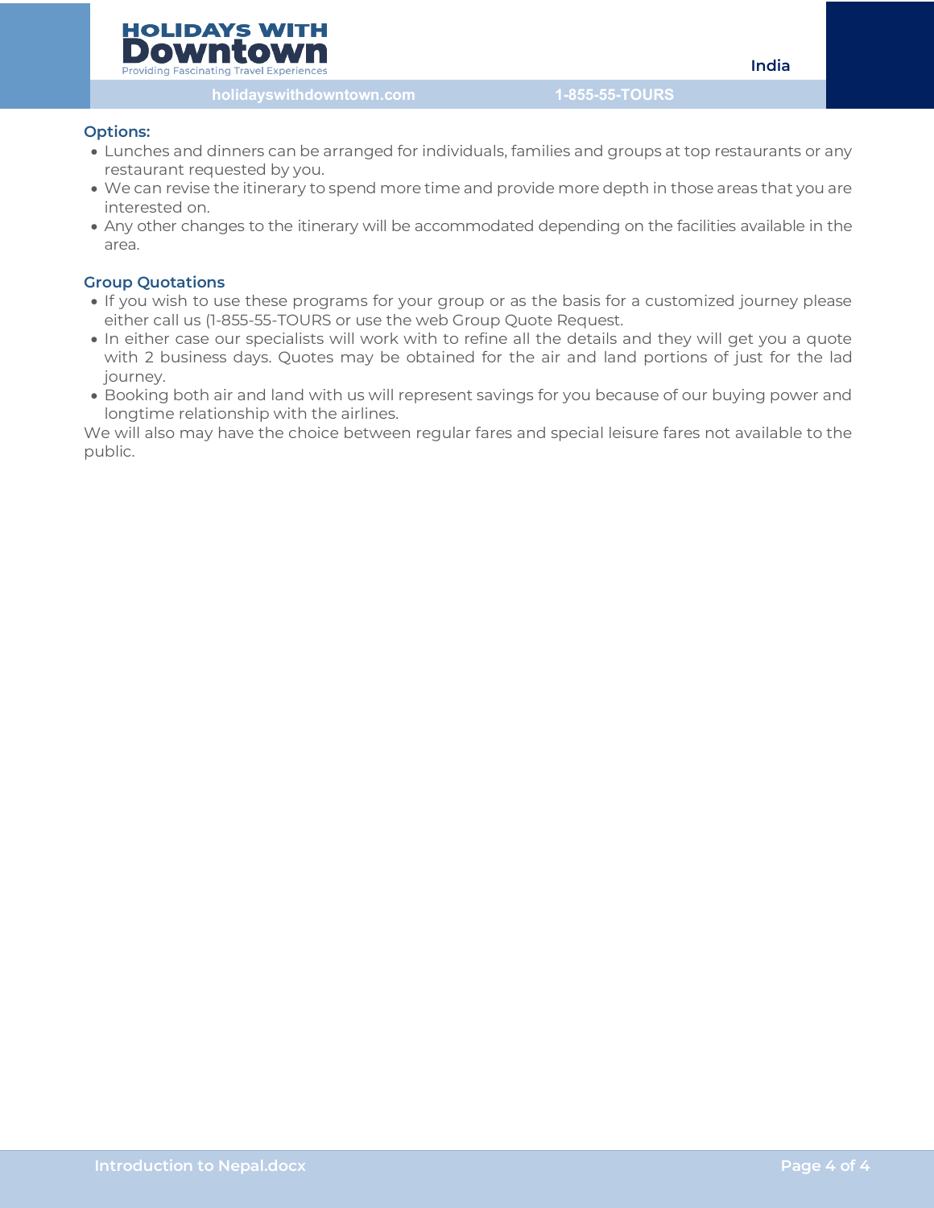### Options:

- Lunches and dinners can be arranged for individuals, families and groups at top restaurants or any restaurant requested by you.
- We can revise the itinerary to spend more time and provide more depth in those areas that you are interested on.
- Any other changes to the itinerary will be accommodated depending on the facilities available in the area.

### Group Quotations

- If you wish to use these programs for your group or as the basis for a customized journey please either call us (1-855-55-TOURS or use the web Group Quote Request.
- In either case our specialists will work with to refine all the details and they will get you a quote with 2 business days. Quotes may be obtained for the air and land portions of just for the lad journey.
- Booking both air and land with us will represent savings for you because of our buying power and longtime relationship with the airlines.

We will also may have the choice between regular fares and special leisure fares not available to the public.